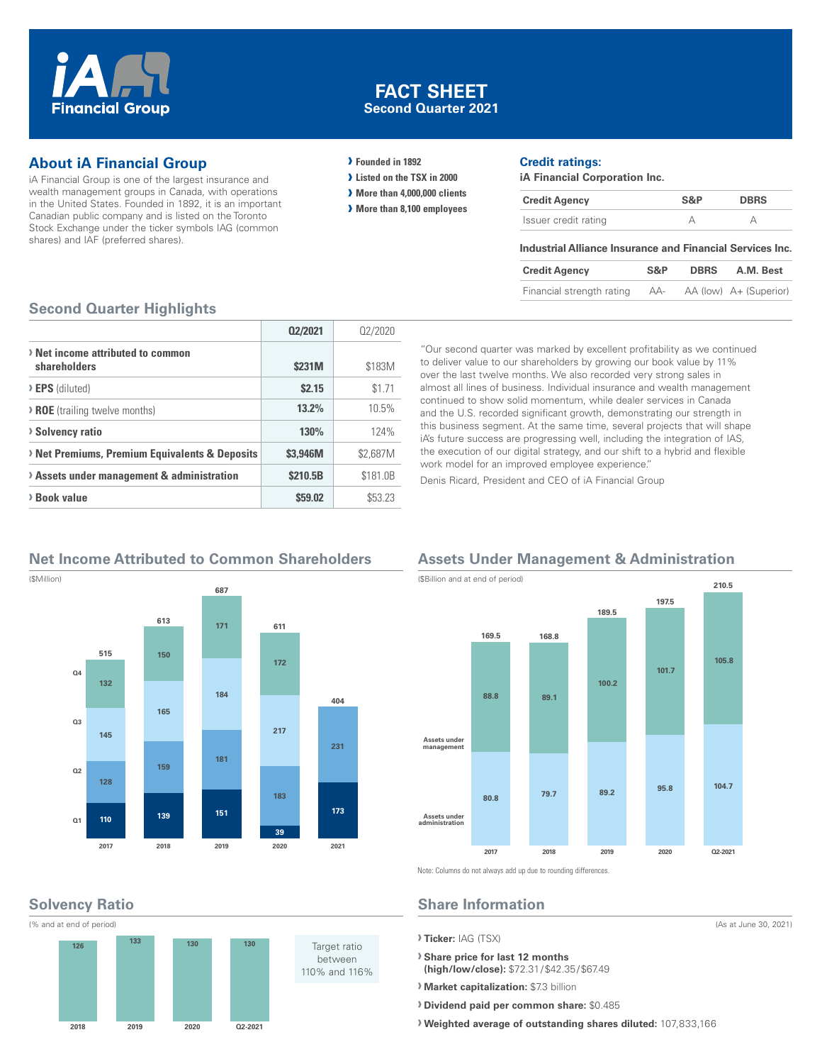# FACT SHEET
## Second Quarter 2021

iA Financial Group

## About iA Financial Group

iA Financial Group is one of the largest insurance and wealth management groups in Canada, with operations in the United States. Founded in 1892, it is an important Canadian public company and is listed on the Toronto Stock Exchange under the ticker symbols IAG (common shares) and IAF (preferred shares).

- Founded in 1892
- Listed on the TSX in 2000
- More than 4,000,000 clients
- More than 8,100 employees

## Credit ratings:

**iA Financial Corporation Inc.**

| Credit Agency | S&P | DBRS |
|---|---|---|
| Issuer credit rating | A | A |

**Industrial Alliance Insurance and Financial Services Inc.**

| Credit Agency | S&P | DBRS | A.M. Best |
|---|---|---|---|
| Financial strength rating | AA- | AA (low) | A+ (Superior) |

## Second Quarter Highlights

| | Q2/2021 | Q2/2020 |
|---|---|---|
| **Net income attributed to common shareholders** | **$231M** | $183M |
| **EPS** (diluted) | **$2.15** | $1.71 |
| **ROE** (trailing twelve months) | **13.2%** | 10.5% |
| **Solvency ratio** | **130%** | 124% |
| **Net Premiums, Premium Equivalents & Deposits** | **$3,946M** | $2,687M |
| **Assets under management & administration** | **$210.5B** | $181.0B |
| **Book value** | **$59.02** | $53.23 |

"Our second quarter was marked by excellent profitability as we continued to deliver value to our shareholders by growing our book value by 11% over the last twelve months. We also recorded very strong sales in almost all lines of business. Individual insurance and wealth management continued to show solid momentum, while dealer services in Canada and the U.S. recorded significant growth, demonstrating our strength in this business segment. At the same time, several projects that will shape iA's future success are progressing well, including the integration of IAS, the execution of our digital strategy, and our shift to a hybrid and flexible work model for an improved employee experience."

Denis Ricard, President and CEO of iA Financial Group

## Net Income Attributed to Common Shareholders

($Million)

| | 2017 | 2018 | 2019 | 2020 | 2021 |
|---|---|---|---|---|---|
| Q1 | 110 | 139 | 151 | 39 | 173 |
| Q2 | 128 | 159 | 181 | 183 | 231 |
| Q3 | 145 | 165 | 184 | 217 | |
| Q4 | 132 | 150 | 171 | 172 | |
| Total | 515 | 613 | 687 | 611 | 404 |

## Assets Under Management & Administration

($Billion and at end of period)

| | 2017 | 2018 | 2019 | 2020 | Q2-2021 |
|---|---|---|---|---|---|
| Assets under management | 88.8 | 89.1 | 100.2 | 101.7 | 105.8 |
| Assets under administration | 80.8 | 79.7 | 89.2 | 95.8 | 104.7 |
| Total | 169.5 | 168.8 | 189.5 | 197.5 | 210.5 |

Note: Columns do not always add up due to rounding differences.

## Solvency Ratio

(% and at end of period)

| 2018 | 2019 | 2020 | Q2-2021 |
|---|---|---|---|
| 126 | 133 | 130 | 130 |

Target ratio between 110% and 116%

## Share Information

(As at June 30, 2021)

- **Ticker:** IAG (TSX)
- **Share price for last 12 months (high/low/close):** $72.31/$42.35/$67.49
- **Market capitalization:** $7.3 billion
- **Dividend paid per common share:** $0.485
- **Weighted average of outstanding shares diluted:** 107,833,166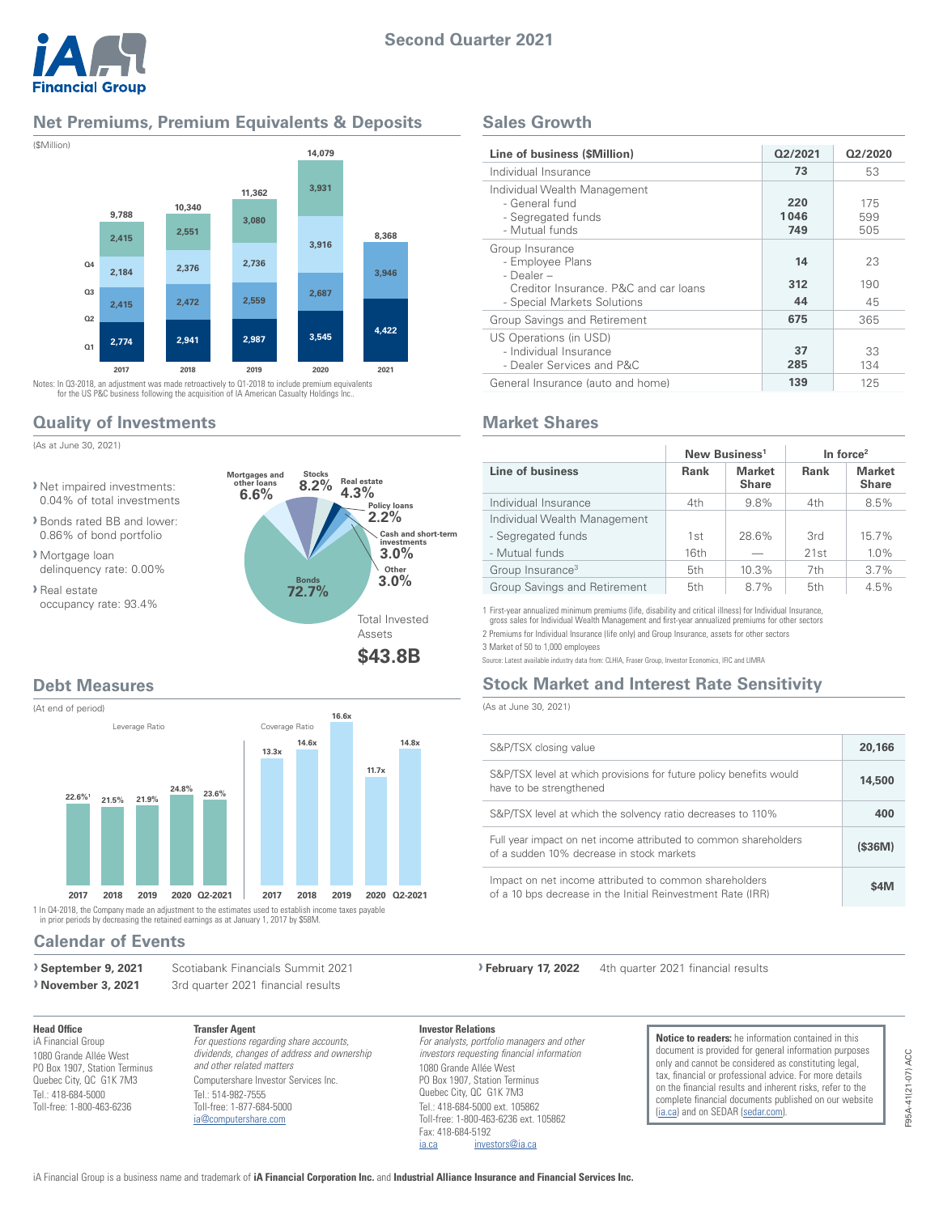Second Quarter 2021

## Net Premiums, Premium Equivalents & Deposits

($Million)

2017: Q1 2,774; Q2 2,415; Q3 2,184; Q4 2,415; Total 9,788
2018: Q1 2,941; Q2 2,472; Q3 2,376; Q4 2,551; Total 10,340
2019: Q1 2,987; Q2 2,559; Q3 2,736; Q4 3,080; Total 11,362
2020: Q1 3,545; Q2 2,687; Q3 3,916; Q4 3,931; Total 14,079
2021: Q1 4,422; Q2 3,946; Total 8,368

Notes: In Q3-2018, an adjustment was made retroactively to Q1-2018 to include premium equivalents for the US P&C business following the acquisition of IA American Casualty Holdings Inc..

## Sales Growth

| Line of business ($Million) | Q2/2021 | Q2/2020 |
|---|---|---|
| Individual Insurance | **73** | 53 |
| Individual Wealth Management | | |
| - General fund | **220** | 175 |
| - Segregated funds | **1046** | 599 |
| - Mutual funds | **749** | 505 |
| Group Insurance | | |
| - Employee Plans | **14** | 23 |
| - Dealer – Creditor Insurance. P&C and car loans | **312** | 190 |
| - Special Markets Solutions | **44** | 45 |
| Group Savings and Retirement | **675** | 365 |
| US Operations (in USD) | | |
| - Individual Insurance | **37** | 33 |
| - Dealer Services and P&C | **285** | 134 |
| General Insurance (auto and home) | **139** | 125 |

## Quality of Investments

(As at June 30, 2021)

- Net impaired investments: 0.04% of total investments
- Bonds rated BB and lower: 0.86% of bond portfolio
- Mortgage loan delinquency rate: 0.00%
- Real estate occupancy rate: 93.4%

Bonds 72.7%
Mortgages and other loans 6.6%
Stocks 8.2%
Real estate 4.3%
Policy loans 2.2%
Cash and short-term investments 3.0%
Other 3.0%

Total Invested Assets **$43.8B**

## Market Shares

| Line of business | New Business[1] | | In force[2] | |
|---|---|---|---|---|
| | Rank | Market Share | Rank | Market Share |
| Individual Insurance | 4th | 9.8% | 4th | 8.5% |
| Individual Wealth Management | | | | |
| - Segregated funds | 1st | 28.6% | 3rd | 15.7% |
| - Mutual funds | 16th | — | 21st | 1.0% |
| Group Insurance[3] | 5th | 10.3% | 7th | 3.7% |
| Group Savings and Retirement | 5th | 8.7% | 5th | 4.5% |

1 First-year annualized minimum premiums (life, disability and critical illness) for Individual Insurance, gross sales for Individual Wealth Management and first-year annualized premiums for other sectors
2 Premiums for Individual Insurance (life only) and Group Insurance, assets for other sectors
3 Market of 50 to 1,000 employees
Source: Latest available industry data from: CLHIA, Fraser Group, Investor Economics, IFIC and LIMRA

## Debt Measures

(At end of period)

Leverage Ratio
2017: 22.6%[1]
2018: 21.5%
2019: 21.9%
2020: 24.8%
Q2-2021: 23.6%

Coverage Ratio
2017: 13.3x
2018: 14.6x
2019: 16.6x
2020: 11.7x
Q2-2021: 14.8x

1 In Q4-2018, the Company made an adjustment to the estimates used to establish income taxes payable in prior periods by decreasing the retained earnings as at January 1, 2017 by $58M.

## Stock Market and Interest Rate Sensitivity

(As at June 30, 2021)

| | |
|---|---|
| S&P/TSX closing value | **20,166** |
| S&P/TSX level at which provisions for future policy benefits would have to be strengthened | **14,500** |
| S&P/TSX level at which the solvency ratio decreases to 110% | **400** |
| Full year impact on net income attributed to common shareholders of a sudden 10% decrease in stock markets | **($36M)** |
| Impact on net income attributed to common shareholders of a 10 bps decrease in the Initial Reinvestment Rate (IRR) | **$4M** |

## Calendar of Events

- **September 9, 2021** Scotiabank Financials Summit 2021
- **November 3, 2021** 3rd quarter 2021 financial results
- **February 17, 2022** 4th quarter 2021 financial results

**Head Office**
iA Financial Group
1080 Grande Allée West
PO Box 1907, Station Terminus
Quebec City, QC G1K 7M3
Tel.: 418-684-5000
Toll-free: 1-800-463-6236

**Transfer Agent**
*For questions regarding share accounts, dividends, changes of address and ownership and other related matters*
Computershare Investor Services Inc.
Tel.: 514-982-7555
Toll-free: 1-877-684-5000
ia@computershare.com

**Investor Relations**
*For analysts, portfolio managers and other investors requesting financial information*
1080 Grande Allée West
PO Box 1907, Station Terminus
Quebec City, QC G1K 7M3
Tel.: 418-684-5000 ext. 105862
Toll-free: 1-800-463-6236 ext. 105862
Fax: 418-684-5192
ia.ca investors@ia.ca

**Notice to readers:** he information contained in this document is provided for general information purposes only and cannot be considered as constituting legal, tax, financial or professional advice. For more details on the financial results and inherent risks, refer to the complete financial documents published on our website (ia.ca) and on SEDAR (sedar.com).

F95A-41(21-07) ACC

iA Financial Group is a business name and trademark of **iA Financial Corporation Inc.** and **Industrial Alliance Insurance and Financial Services Inc.**